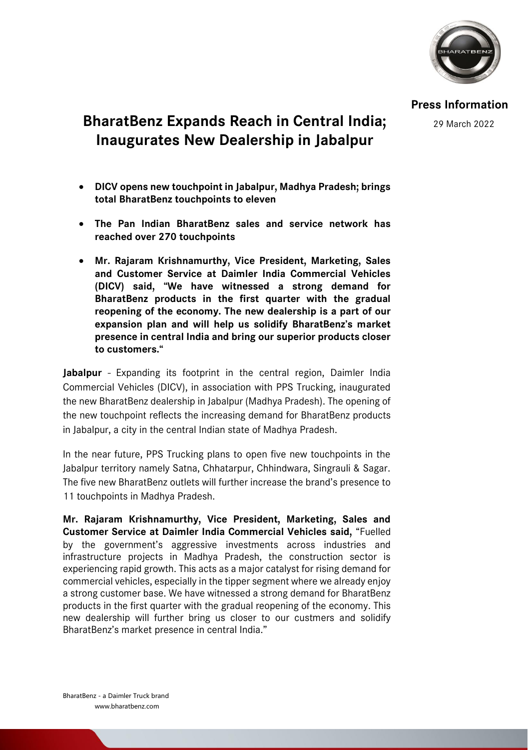**Press Information**

29 March 2022

# BharatBenz Expands Reach in Central India; Inaugurates New Dealership in Jabalpur

- **DICV opens new touchpoint in Jabalpur, Madhya Pradesh; brings total BharatBenz touchpoints to eleven**
- **The Pan Indian BharatBenz sales and service network has reached over 270 touchpoints**
- **Mr. Rajaram Krishnamurthy, Vice President, Marketing, Sales and Customer Service at Daimler India Commercial Vehicles (DICV) said, "We have witnessed a strong demand for BharatBenz products in the first quarter with the gradual reopening of the economy. The new dealership is a part of our expansion plan and will help us solidify BharatBenz's market presence in central India and bring our superior products closer to customers."**

**Jabalpur** - Expanding its footprint in the central region, Daimler India Commercial Vehicles (DICV), in association with PPS Trucking, inaugurated the new BharatBenz dealership in Jabalpur (Madhya Pradesh). The opening of the new touchpoint reflects the increasing demand for BharatBenz products in Jabalpur, a city in the central Indian state of Madhya Pradesh.

In the near future, PPS Trucking plans to open five new touchpoints in the Jabalpur territory namely Satna, Chhatarpur, Chhindwara, Singrauli & Sagar. The five new BharatBenz outlets will further increase the brand's presence to 11 touchpoints in Madhya Pradesh.

**Mr. Rajaram Krishnamurthy, Vice President, Marketing, Sales and Customer Service at Daimler India Commercial Vehicles said,** "Fuelled by the government's aggressive investments across industries and infrastructure projects in Madhya Pradesh, the construction sector is experiencing rapid growth. This acts as a major catalyst for rising demand for commercial vehicles, especially in the tipper segment where we already enjoy a strong customer base. We have witnessed a strong demand for BharatBenz products in the first quarter with the gradual reopening of the economy. This new dealership will further bring us closer to our custmers and solidify BharatBenz's market presence in central India."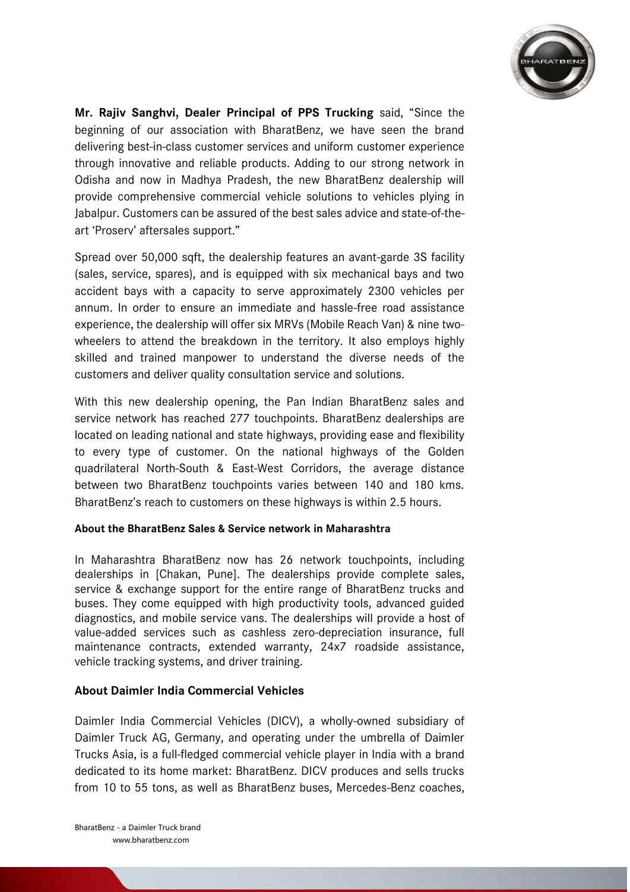**Mr. Rajiv Sanghvi, Dealer Principal of PPS Trucking** said, "Since the beginning of our association with BharatBenz, we have seen the brand delivering best-in-class customer services and uniform customer experience through innovative and reliable products. Adding to our strong network in Odisha and now in Madhya Pradesh, the new BharatBenz dealership will provide comprehensive commercial vehicle solutions to vehicles plying in Jabalpur. Customers can be assured of the best sales advice and state-of-the-art 'Proserv' aftersales support."

Spread over 50,000 sqft, the dealership features an avant-garde 3S facility (sales, service, spares), and is equipped with six mechanical bays and two accident bays with a capacity to serve approximately 2300 vehicles per annum. In order to ensure an immediate and hassle-free road assistance experience, the dealership will offer six MRVs (Mobile Reach Van) & nine two-wheelers to attend the breakdown in the territory. It also employs highly skilled and trained manpower to understand the diverse needs of the customers and deliver quality consultation service and solutions.

With this new dealership opening, the Pan Indian BharatBenz sales and service network has reached 277 touchpoints. BharatBenz dealerships are located on leading national and state highways, providing ease and flexibility to every type of customer. On the national highways of the Golden quadrilateral North-South & East-West Corridors, the average distance between two BharatBenz touchpoints varies between 140 and 180 kms. BharatBenz's reach to customers on these highways is within 2.5 hours.

**About the BharatBenz Sales & Service network in Maharashtra**

In Maharashtra BharatBenz now has 26 network touchpoints, including dealerships in [Chakan, Pune]. The dealerships provide complete sales, service & exchange support for the entire range of BharatBenz trucks and buses. They come equipped with high productivity tools, advanced guided diagnostics, and mobile service vans. The dealerships will provide a host of value-added services such as cashless zero-depreciation insurance, full maintenance contracts, extended warranty, 24x7 roadside assistance, vehicle tracking systems, and driver training.

**About Daimler India Commercial Vehicles**

Daimler India Commercial Vehicles (DICV), a wholly-owned subsidiary of Daimler Truck AG, Germany, and operating under the umbrella of Daimler Trucks Asia, is a full-fledged commercial vehicle player in India with a brand dedicated to its home market: BharatBenz. DICV produces and sells trucks from 10 to 55 tons, as well as BharatBenz buses, Mercedes-Benz coaches,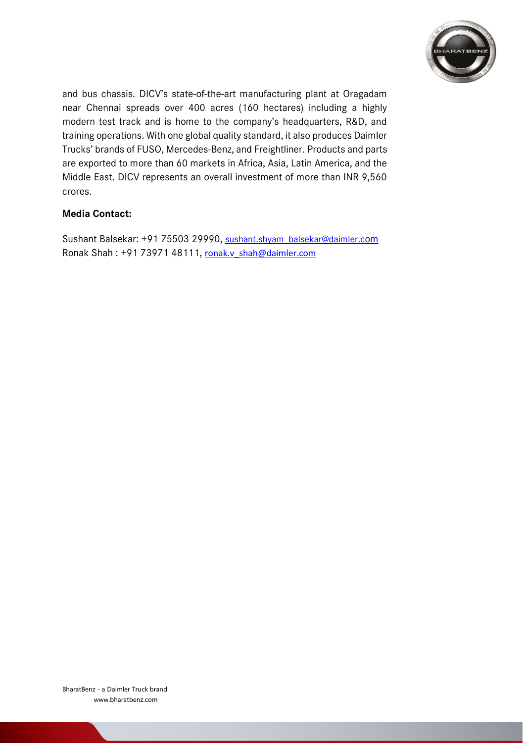and bus chassis. DICV's state-of-the-art manufacturing plant at Oragadam near Chennai spreads over 400 acres (160 hectares) including a highly modern test track and is home to the company's headquarters, R&D, and training operations. With one global quality standard, it also produces Daimler Trucks' brands of FUSO, Mercedes-Benz, and Freightliner. Products and parts are exported to more than 60 markets in Africa, Asia, Latin America, and the Middle East. DICV represents an overall investment of more than INR 9,560 crores.

**Media Contact:**

Sushant Balsekar: +91 75503 29990, sushant.shyam_balsekar@daimler.com
Ronak Shah : +91 73971 48111, ronak.v_shah@daimler.com